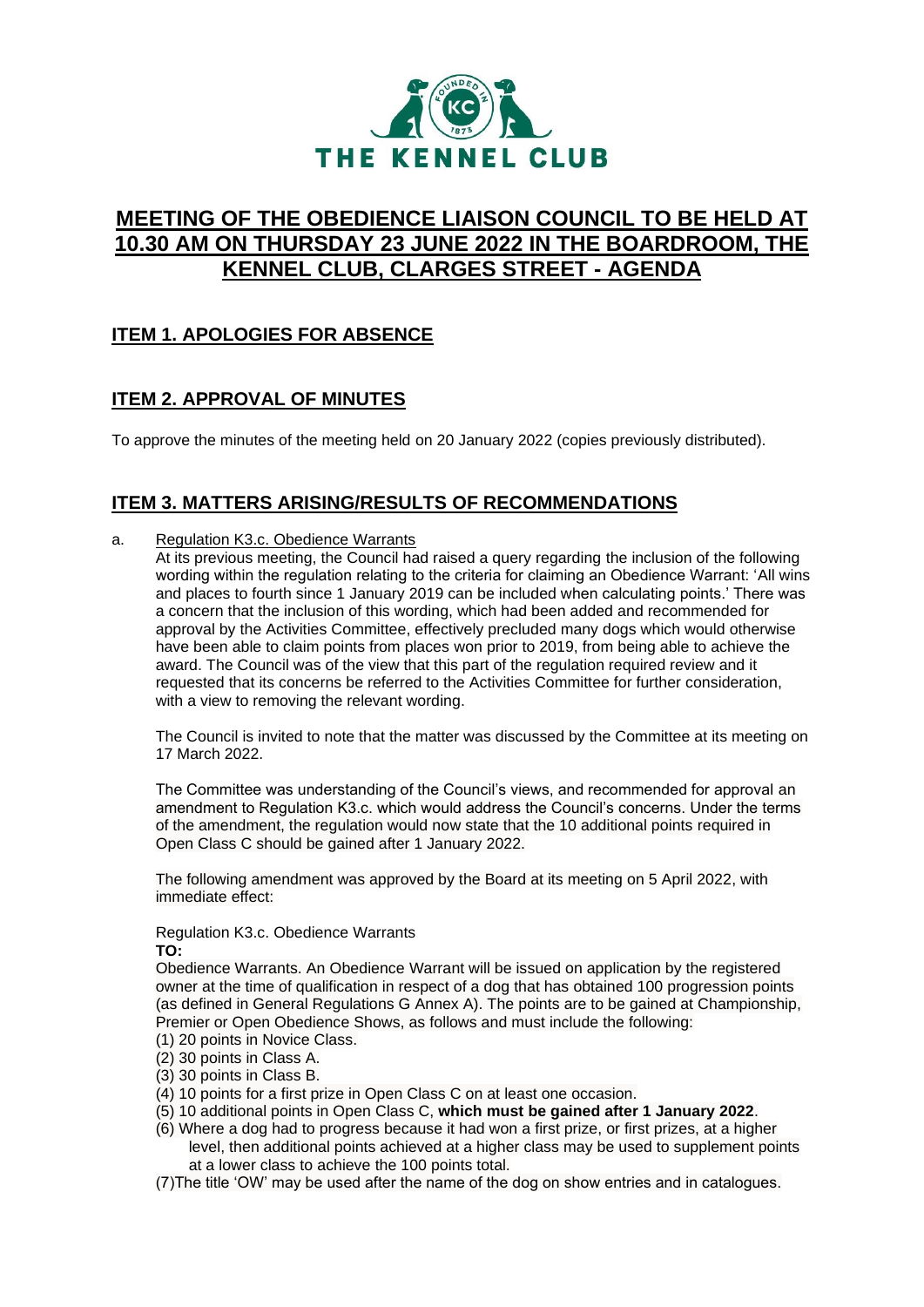# MEETING OF THE OBEDIENCE LIAISON COUNCIL TO BE HELD AT 10.30 AM ON THURSDAY 23 JUNE 2022 IN THE BOARDROOM, THE KENNEL CLUB, CLARGES STREET - AGENDA

## ITEM 1. APOLOGIES FOR ABSENCE

## ITEM 2. APPROVAL OF MINUTES

To approve the minutes of the meeting held on 20 January 2022 (copies previously distributed).

## ITEM 3. MATTERS ARISING/RESULTS OF RECOMMENDATIONS

a. Regulation K3.c. Obedience Warrants

At its previous meeting, the Council had raised a query regarding the inclusion of the following wording within the regulation relating to the criteria for claiming an Obedience Warrant: 'All wins and places to fourth since 1 January 2019 can be included when calculating points.' There was a concern that the inclusion of this wording, which had been added and recommended for approval by the Activities Committee, effectively precluded many dogs which would otherwise have been able to claim points from places won prior to 2019, from being able to achieve the award. The Council was of the view that this part of the regulation required review and it requested that its concerns be referred to the Activities Committee for further consideration, with a view to removing the relevant wording.

The Council is invited to note that the matter was discussed by the Committee at its meeting on 17 March 2022.

The Committee was understanding of the Council's views, and recommended for approval an amendment to Regulation K3.c. which would address the Council's concerns. Under the terms of the amendment, the regulation would now state that the 10 additional points required in Open Class C should be gained after 1 January 2022.

The following amendment was approved by the Board at its meeting on 5 April 2022, with immediate effect:

Regulation K3.c. Obedience Warrants

**TO:**

Obedience Warrants. An Obedience Warrant will be issued on application by the registered owner at the time of qualification in respect of a dog that has obtained 100 progression points (as defined in General Regulations G Annex A). The points are to be gained at Championship, Premier or Open Obedience Shows, as follows and must include the following:

(1) 20 points in Novice Class.
(2) 30 points in Class A.
(3) 30 points in Class B.
(4) 10 points for a first prize in Open Class C on at least one occasion.
(5) 10 additional points in Open Class C, **which must be gained after 1 January 2022**.
(6) Where a dog had to progress because it had won a first prize, or first prizes, at a higher level, then additional points achieved at a higher class may be used to supplement points at a lower class to achieve the 100 points total.
(7) The title 'OW' may be used after the name of the dog on show entries and in catalogues.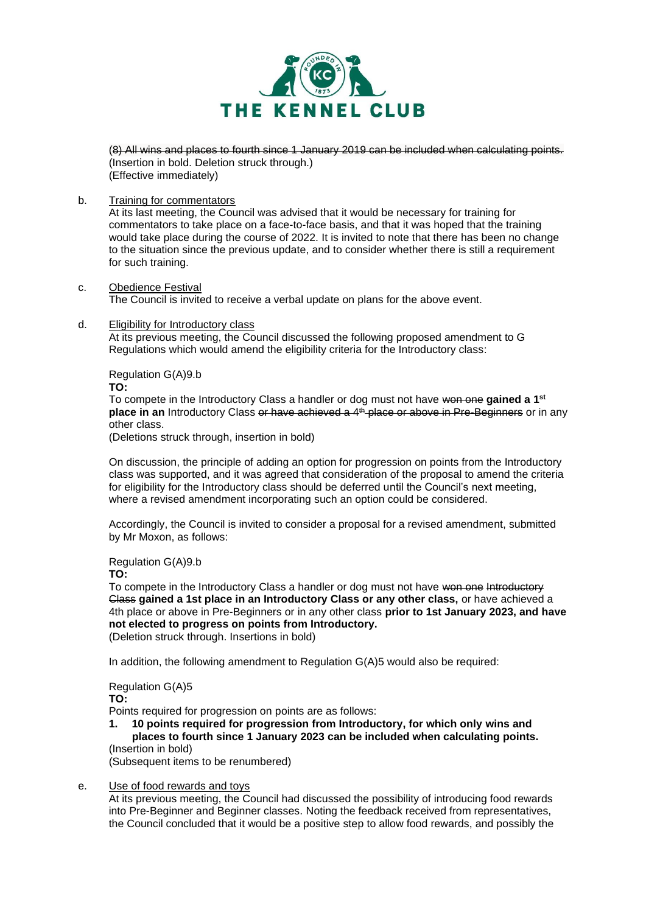~~(8) All wins and places to fourth since 1 January 2019 can be included when calculating points.~~
(Insertion in bold. Deletion struck through.)
(Effective immediately)

b. Training for commentators

At its last meeting, the Council was advised that it would be necessary for training for commentators to take place on a face-to-face basis, and that it was hoped that the training would take place during the course of 2022. It is invited to note that there has been no change to the situation since the previous update, and to consider whether there is still a requirement for such training.

c. Obedience Festival

The Council is invited to receive a verbal update on plans for the above event.

d. Eligibility for Introductory class

At its previous meeting, the Council discussed the following proposed amendment to G Regulations which would amend the eligibility criteria for the Introductory class:

Regulation G(A)9.b
**TO:**
To compete in the Introductory Class a handler or dog must not have ~~won one~~ **gained a 1st place in an** Introductory Class ~~or have achieved a 4th place or above in Pre-Beginners~~ or in any other class.
(Deletions struck through, insertion in bold)

On discussion, the principle of adding an option for progression on points from the Introductory class was supported, and it was agreed that consideration of the proposal to amend the criteria for eligibility for the Introductory class should be deferred until the Council's next meeting, where a revised amendment incorporating such an option could be considered.

Accordingly, the Council is invited to consider a proposal for a revised amendment, submitted by Mr Moxon, as follows:

Regulation G(A)9.b
**TO:**
To compete in the Introductory Class a handler or dog must not have ~~won one Introductory Class~~ **gained a 1st place in an Introductory Class or any other class,** or have achieved a 4th place or above in Pre-Beginners or in any other class **prior to 1st January 2023, and have not elected to progress on points from Introductory.**
(Deletion struck through. Insertions in bold)

In addition, the following amendment to Regulation G(A)5 would also be required:

Regulation G(A)5
**TO:**
Points required for progression on points are as follows:

**1. 10 points required for progression from Introductory, for which only wins and places to fourth since 1 January 2023 can be included when calculating points.**

(Insertion in bold)
(Subsequent items to be renumbered)

e. Use of food rewards and toys

At its previous meeting, the Council had discussed the possibility of introducing food rewards into Pre-Beginner and Beginner classes. Noting the feedback received from representatives, the Council concluded that it would be a positive step to allow food rewards, and possibly the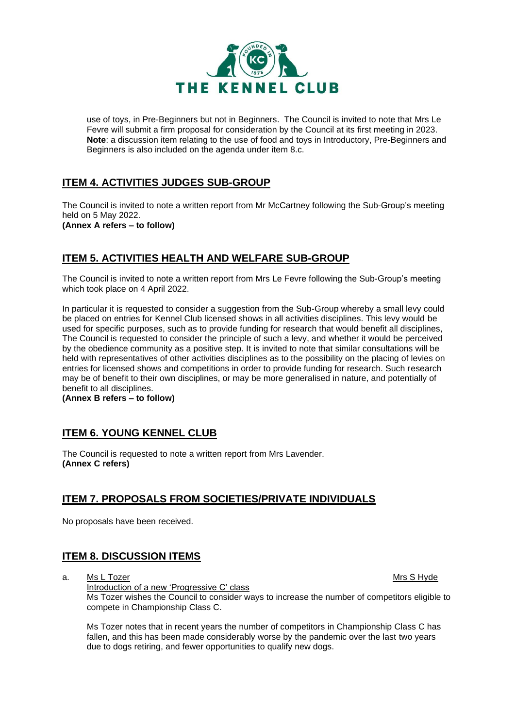use of toys, in Pre-Beginners but not in Beginners. The Council is invited to note that Mrs Le Fevre will submit a firm proposal for consideration by the Council at its first meeting in 2023. **Note**: a discussion item relating to the use of food and toys in Introductory, Pre-Beginners and Beginners is also included on the agenda under item 8.c.

## ITEM 4. ACTIVITIES JUDGES SUB-GROUP

The Council is invited to note a written report from Mr McCartney following the Sub-Group's meeting held on 5 May 2022.
**(Annex A refers – to follow)**

## ITEM 5. ACTIVITIES HEALTH AND WELFARE SUB-GROUP

The Council is invited to note a written report from Mrs Le Fevre following the Sub-Group's meeting which took place on 4 April 2022.

In particular it is requested to consider a suggestion from the Sub-Group whereby a small levy could be placed on entries for Kennel Club licensed shows in all activities disciplines. This levy would be used for specific purposes, such as to provide funding for research that would benefit all disciplines, The Council is requested to consider the principle of such a levy, and whether it would be perceived by the obedience community as a positive step. It is invited to note that similar consultations will be held with representatives of other activities disciplines as to the possibility on the placing of levies on entries for licensed shows and competitions in order to provide funding for research. Such research may be of benefit to their own disciplines, or may be more generalised in nature, and potentially of benefit to all disciplines.
**(Annex B refers – to follow)**

## ITEM 6. YOUNG KENNEL CLUB

The Council is requested to note a written report from Mrs Lavender.
**(Annex C refers)**

## ITEM 7. PROPOSALS FROM SOCIETIES/PRIVATE INDIVIDUALS

No proposals have been received.

## ITEM 8. DISCUSSION ITEMS

a. Ms L Tozer — Mrs S Hyde

Introduction of a new 'Progressive C' class

Ms Tozer wishes the Council to consider ways to increase the number of competitors eligible to compete in Championship Class C.

Ms Tozer notes that in recent years the number of competitors in Championship Class C has fallen, and this has been made considerably worse by the pandemic over the last two years due to dogs retiring, and fewer opportunities to qualify new dogs.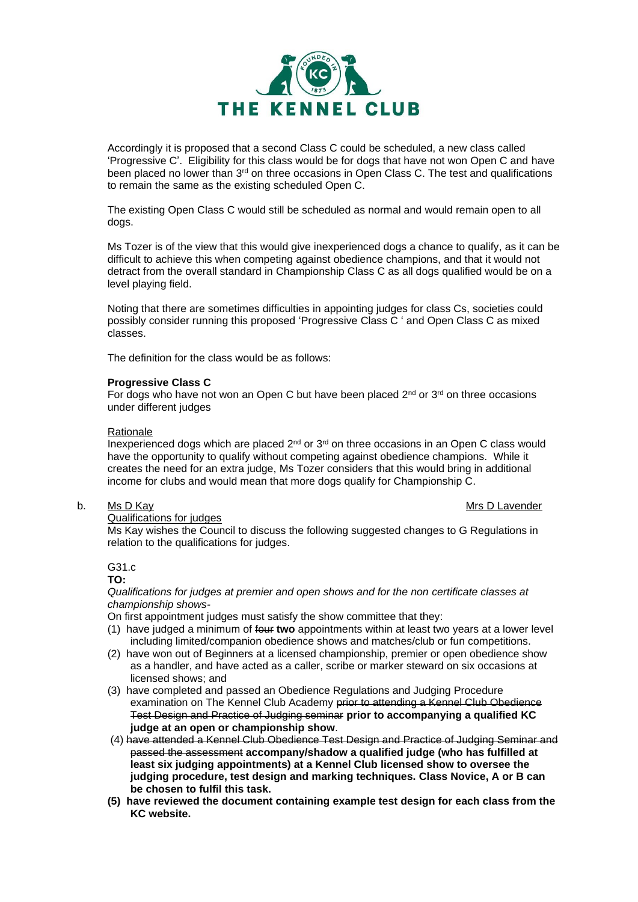Accordingly it is proposed that a second Class C could be scheduled, a new class called 'Progressive C'. Eligibility for this class would be for dogs that have not won Open C and have been placed no lower than 3rd on three occasions in Open Class C. The test and qualifications to remain the same as the existing scheduled Open C.

The existing Open Class C would still be scheduled as normal and would remain open to all dogs.

Ms Tozer is of the view that this would give inexperienced dogs a chance to qualify, as it can be difficult to achieve this when competing against obedience champions, and that it would not detract from the overall standard in Championship Class C as all dogs qualified would be on a level playing field.

Noting that there are sometimes difficulties in appointing judges for class Cs, societies could possibly consider running this proposed 'Progressive Class C ' and Open Class C as mixed classes.

The definition for the class would be as follows:

**Progressive Class C**
For dogs who have not won an Open C but have been placed 2nd or 3rd on three occasions under different judges

<u>Rationale</u>
Inexperienced dogs which are placed 2nd or 3rd on three occasions in an Open C class would have the opportunity to qualify without competing against obedience champions. While it creates the need for an extra judge, Ms Tozer considers that this would bring in additional income for clubs and would mean that more dogs qualify for Championship C.

b. <u>Ms D Kay</u> <u>Mrs D Lavender</u>

<u>Qualifications for judges</u>
Ms Kay wishes the Council to discuss the following suggested changes to G Regulations in relation to the qualifications for judges.

G31.c
**TO:**

*Qualifications for judges at premier and open shows and for the non certificate classes at championship shows-*

On first appointment judges must satisfy the show committee that they:

(1) have judged a minimum of ~~four~~ **two** appointments within at least two years at a lower level including limited/companion obedience shows and matches/club or fun competitions.
(2) have won out of Beginners at a licensed championship, premier or open obedience show as a handler, and have acted as a caller, scribe or marker steward on six occasions at licensed shows; and
(3) have completed and passed an Obedience Regulations and Judging Procedure examination on The Kennel Club Academy ~~prior to attending a Kennel Club Obedience Test Design and Practice of Judging seminar~~ **prior to accompanying a qualified KC judge at an open or championship show**.
(4) ~~have attended a Kennel Club Obedience Test Design and Practice of Judging Seminar and passed the assessment~~ **accompany/shadow a qualified judge (who has fulfilled at least six judging appointments) at a Kennel Club licensed show to oversee the judging procedure, test design and marking techniques. Class Novice, A or B can be chosen to fulfil this task.**
**(5) have reviewed the document containing example test design for each class from the KC website.**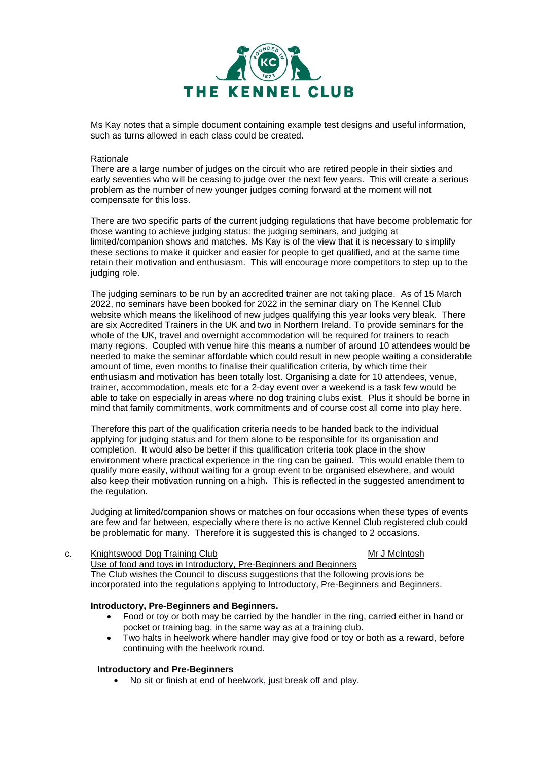Ms Kay notes that a simple document containing example test designs and useful information, such as turns allowed in each class could be created.

<u>Rationale</u>

There are a large number of judges on the circuit who are retired people in their sixties and early seventies who will be ceasing to judge over the next few years. This will create a serious problem as the number of new younger judges coming forward at the moment will not compensate for this loss.

There are two specific parts of the current judging regulations that have become problematic for those wanting to achieve judging status: the judging seminars, and judging at limited/companion shows and matches. Ms Kay is of the view that it is necessary to simplify these sections to make it quicker and easier for people to get qualified, and at the same time retain their motivation and enthusiasm. This will encourage more competitors to step up to the judging role.

The judging seminars to be run by an accredited trainer are not taking place. As of 15 March 2022, no seminars have been booked for 2022 in the seminar diary on The Kennel Club website which means the likelihood of new judges qualifying this year looks very bleak. There are six Accredited Trainers in the UK and two in Northern Ireland. To provide seminars for the whole of the UK, travel and overnight accommodation will be required for trainers to reach many regions. Coupled with venue hire this means a number of around 10 attendees would be needed to make the seminar affordable which could result in new people waiting a considerable amount of time, even months to finalise their qualification criteria, by which time their enthusiasm and motivation has been totally lost. Organising a date for 10 attendees, venue, trainer, accommodation, meals etc for a 2-day event over a weekend is a task few would be able to take on especially in areas where no dog training clubs exist. Plus it should be borne in mind that family commitments, work commitments and of course cost all come into play here.

Therefore this part of the qualification criteria needs to be handed back to the individual applying for judging status and for them alone to be responsible for its organisation and completion. It would also be better if this qualification criteria took place in the show environment where practical experience in the ring can be gained. This would enable them to qualify more easily, without waiting for a group event to be organised elsewhere, and would also keep their motivation running on a high**.** This is reflected in the suggested amendment to the regulation.

Judging at limited/companion shows or matches on four occasions when these types of events are few and far between, especially where there is no active Kennel Club registered club could be problematic for many. Therefore it is suggested this is changed to 2 occasions.

c. <u>Knightswood Dog Training Club</u> <u>Mr J McIntosh</u>

<u>Use of food and toys in Introductory, Pre-Beginners and Beginners</u>

The Club wishes the Council to discuss suggestions that the following provisions be incorporated into the regulations applying to Introductory, Pre-Beginners and Beginners.

**Introductory, Pre-Beginners and Beginners.**

- Food or toy or both may be carried by the handler in the ring, carried either in hand or pocket or training bag, in the same way as at a training club.
- Two halts in heelwork where handler may give food or toy or both as a reward, before continuing with the heelwork round.

**Introductory and Pre-Beginners**

- No sit or finish at end of heelwork, just break off and play.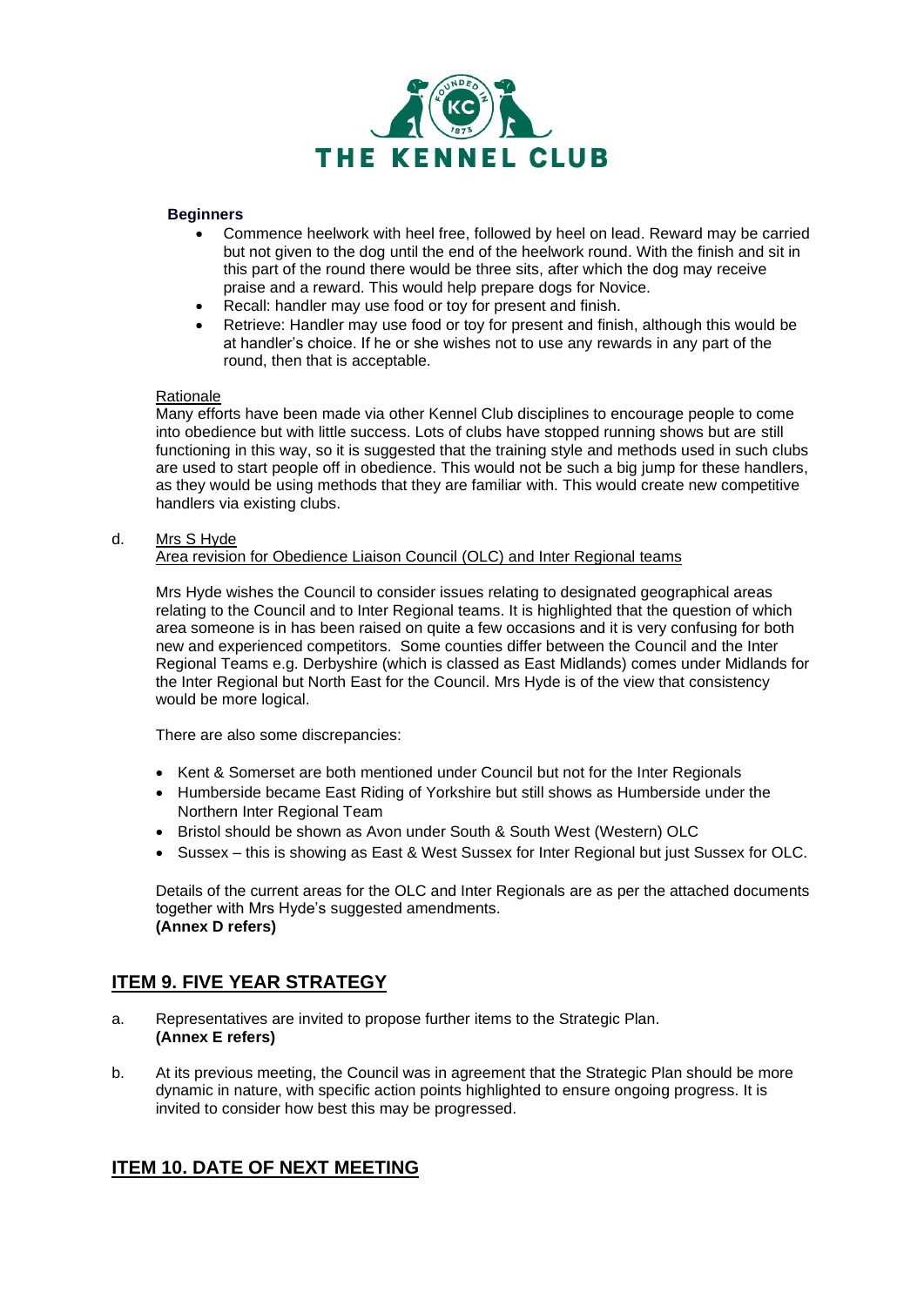**Beginners**

- Commence heelwork with heel free, followed by heel on lead. Reward may be carried but not given to the dog until the end of the heelwork round. With the finish and sit in this part of the round there would be three sits, after which the dog may receive praise and a reward. This would help prepare dogs for Novice.
- Recall: handler may use food or toy for present and finish.
- Retrieve: Handler may use food or toy for present and finish, although this would be at handler's choice. If he or she wishes not to use any rewards in any part of the round, then that is acceptable.

Rationale

Many efforts have been made via other Kennel Club disciplines to encourage people to come into obedience but with little success. Lots of clubs have stopped running shows but are still functioning in this way, so it is suggested that the training style and methods used in such clubs are used to start people off in obedience. This would not be such a big jump for these handlers, as they would be using methods that they are familiar with. This would create new competitive handlers via existing clubs.

d. Mrs S Hyde

Area revision for Obedience Liaison Council (OLC) and Inter Regional teams

Mrs Hyde wishes the Council to consider issues relating to designated geographical areas relating to the Council and to Inter Regional teams. It is highlighted that the question of which area someone is in has been raised on quite a few occasions and it is very confusing for both new and experienced competitors. Some counties differ between the Council and the Inter Regional Teams e.g. Derbyshire (which is classed as East Midlands) comes under Midlands for the Inter Regional but North East for the Council. Mrs Hyde is of the view that consistency would be more logical.

There are also some discrepancies:

- Kent & Somerset are both mentioned under Council but not for the Inter Regionals
- Humberside became East Riding of Yorkshire but still shows as Humberside under the Northern Inter Regional Team
- Bristol should be shown as Avon under South & South West (Western) OLC
- Sussex – this is showing as East & West Sussex for Inter Regional but just Sussex for OLC.

Details of the current areas for the OLC and Inter Regionals are as per the attached documents together with Mrs Hyde's suggested amendments.
**(Annex D refers)**

## ITEM 9. FIVE YEAR STRATEGY

a. Representatives are invited to propose further items to the Strategic Plan.
**(Annex E refers)**

b. At its previous meeting, the Council was in agreement that the Strategic Plan should be more dynamic in nature, with specific action points highlighted to ensure ongoing progress. It is invited to consider how best this may be progressed.

## ITEM 10. DATE OF NEXT MEETING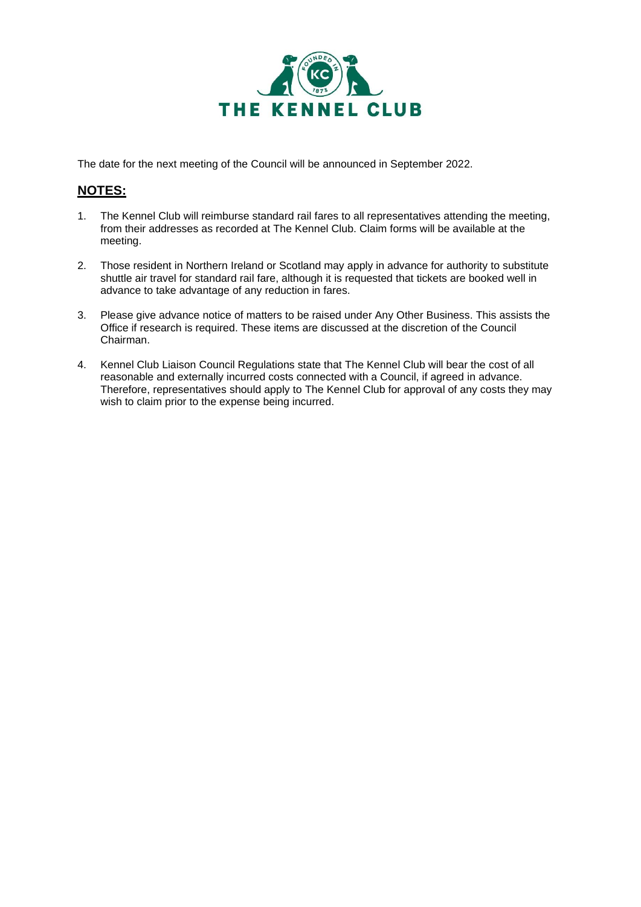The date for the next meeting of the Council will be announced in September 2022.

## NOTES:

1. The Kennel Club will reimburse standard rail fares to all representatives attending the meeting, from their addresses as recorded at The Kennel Club. Claim forms will be available at the meeting.

2. Those resident in Northern Ireland or Scotland may apply in advance for authority to substitute shuttle air travel for standard rail fare, although it is requested that tickets are booked well in advance to take advantage of any reduction in fares.

3. Please give advance notice of matters to be raised under Any Other Business. This assists the Office if research is required. These items are discussed at the discretion of the Council Chairman.

4. Kennel Club Liaison Council Regulations state that The Kennel Club will bear the cost of all reasonable and externally incurred costs connected with a Council, if agreed in advance. Therefore, representatives should apply to The Kennel Club for approval of any costs they may wish to claim prior to the expense being incurred.